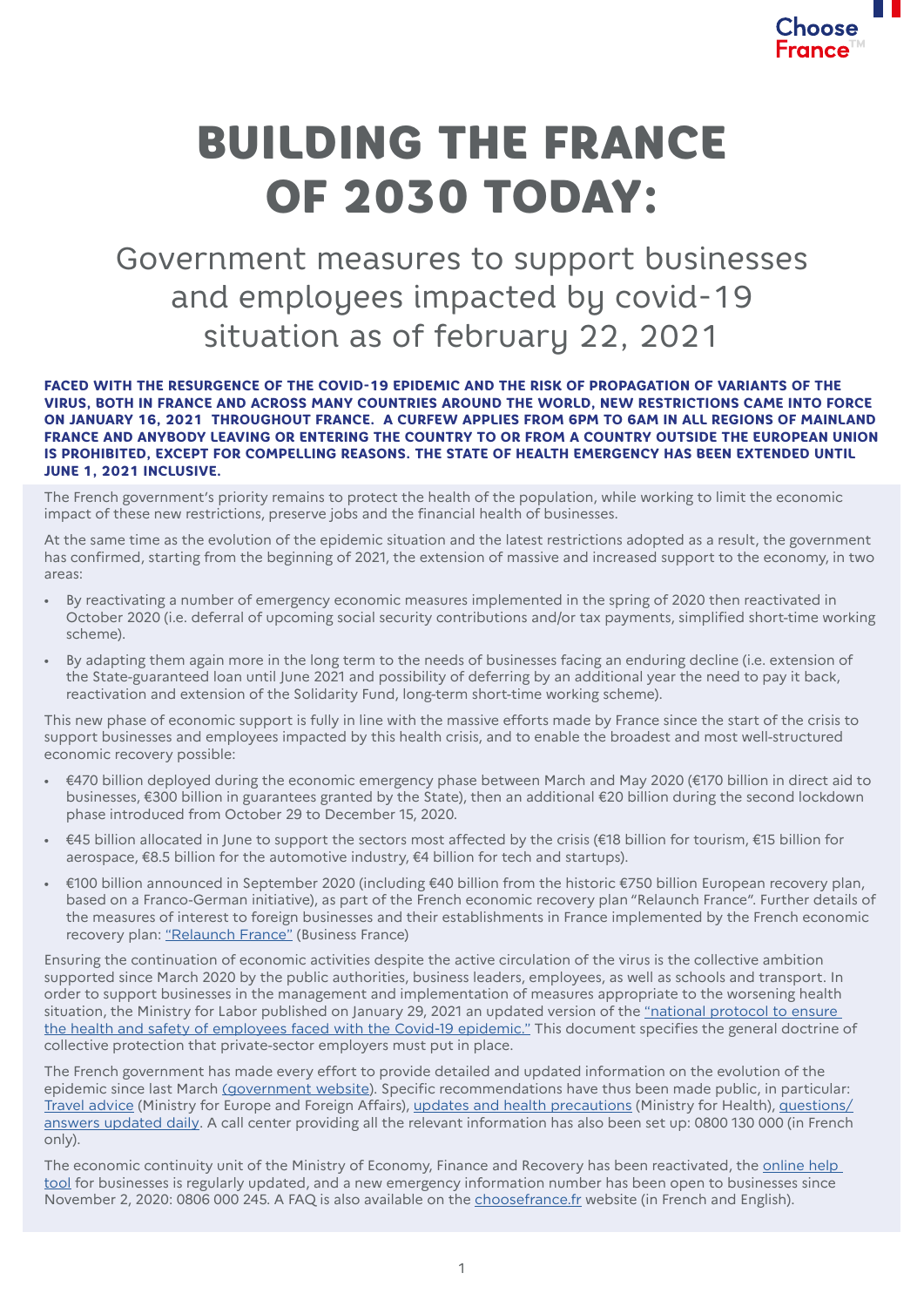# BUILDING THE FRANCE OF 2030 TODAY:

## Government measures to support businesses and employees impacted by covid-19 situation as of february 22, 2021

**FACED WITH THE RESURGENCE OF THE COVID-19 EPIDEMIC AND THE RISK OF PROPAGATION OF VARIANTS OF THE VIRUS, BOTH IN FRANCE AND ACROSS MANY COUNTRIES AROUND THE WORLD, NEW RESTRICTIONS CAME INTO FORCE ON JANUARY 16, 2021 THROUGHOUT FRANCE. A CURFEW APPLIES FROM 6PM TO 6AM IN ALL REGIONS OF MAINLAND FRANCE AND ANYBODY LEAVING OR ENTERING THE COUNTRY TO OR FROM A COUNTRY OUTSIDE THE EUROPEAN UNION IS PROHIBITED, EXCEPT FOR COMPELLING REASONS. THE STATE OF HEALTH EMERGENCY HAS BEEN EXTENDED UNTIL JUNE 1, 2021 INCLUSIVE.**

The French government's priority remains to protect the health of the population, while working to limit the economic impact of these new restrictions, preserve jobs and the financial health of businesses.

At the same time as the evolution of the epidemic situation and the latest restrictions adopted as a result, the government has confirmed, starting from the beginning of 2021, the extension of massive and increased support to the economy, in two areas:

- By reactivating a number of emergency economic measures implemented in the spring of 2020 then reactivated in October 2020 (i.e. deferral of upcoming social security contributions and/or tax payments, simplified short-time working scheme).
- By adapting them again more in the long term to the needs of businesses facing an enduring decline (i.e. extension of the State-guaranteed loan until June 2021 and possibility of deferring by an additional year the need to pay it back, reactivation and extension of the Solidarity Fund, long-term short-time working scheme).

This new phase of economic support is fully in line with the massive efforts made by France since the start of the crisis to support businesses and employees impacted by this health crisis, and to enable the broadest and most well-structured economic recovery possible:

- €470 billion deployed during the economic emergency phase between March and May 2020 (€170 billion in direct aid to businesses, €300 billion in guarantees granted by the State), then an additional €20 billion during the second lockdown phase introduced from October 29 to December 15, 2020.
- €45 billion allocated in June to support the sectors most affected by the crisis (€18 billion for tourism, €15 billion for aerospace, €8.5 billion for the automotive industry, €4 billion for tech and startups).
- €100 billion announced in September 2020 (including €40 billion from the historic €750 billion European recovery plan, based on a Franco-German initiative), as part of the French economic recovery plan "Relaunch France". Further details of the measures of interest to foreign businesses and their establishments in France implemented by the French economic recovery plan: "Relaunch France" (Business France)

Ensuring the continuation of economic activities despite the active circulation of the virus is the collective ambition supported since March 2020 by the public authorities, business leaders, employees, as well as schools and transport. In order to support businesses in the management and implementation of measures appropriate to the worsening health situation, the Ministry for Labor published on January 29, 2021 an updated version of the "national protocol to ensure the health and safety of employees faced with the Covid-19 epidemic." This document specifies the general doctrine of collective protection that private-sector employers must put in place.

The French government has made every effort to provide detailed and updated information on the evolution of the epidemic since last March (government website). Specific recommendations have thus been made public, in particular: Travel advice (Ministry for Europe and Foreign Affairs), updates and health precautions (Ministry for Health), questions/answers updated daily. A call center providing all the relevant information has also been set up: 0800 130 000 (in French only).

The economic continuity unit of the Ministry of Economy, Finance and Recovery has been reactivated, the online help tool for businesses is regularly updated, and a new emergency information number has been open to businesses since November 2, 2020: 0806 000 245. A FAQ is also available on the choosefrance.fr website (in French and English).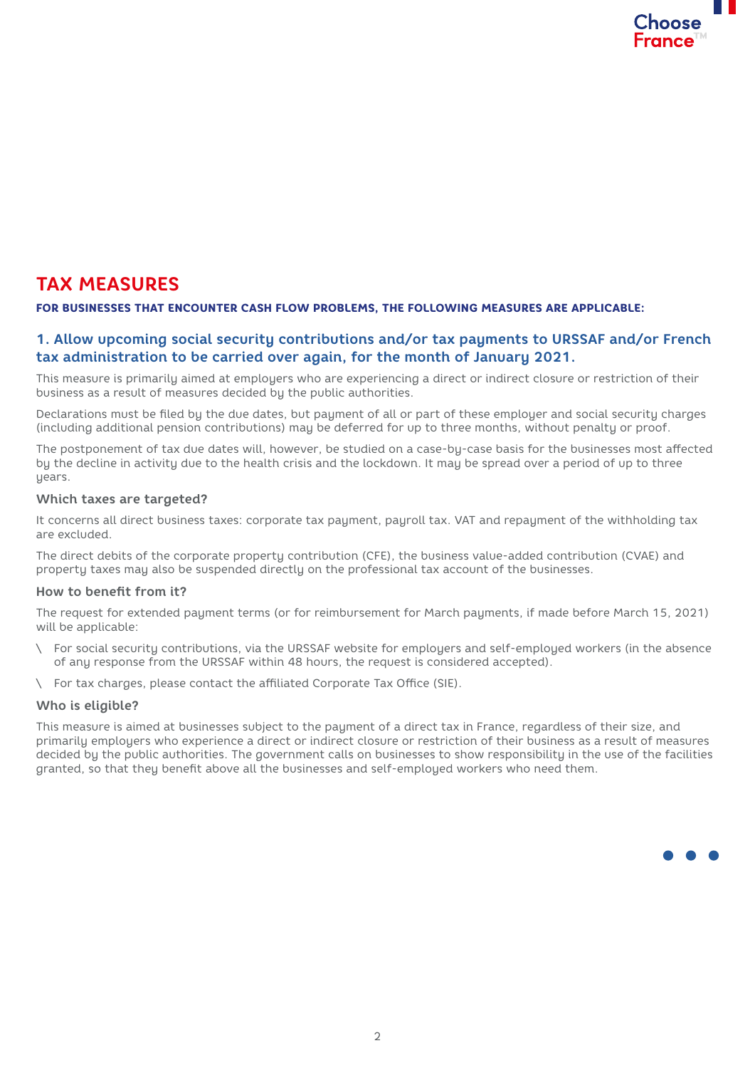## TAX MEASURES

**FOR BUSINESSES THAT ENCOUNTER CASH FLOW PROBLEMS, THE FOLLOWING MEASURES ARE APPLICABLE:**

### 1. Allow upcoming social security contributions and/or tax payments to URSSAF and/or French tax administration to be carried over again, for the month of January 2021.

This measure is primarily aimed at employers who are experiencing a direct or indirect closure or restriction of their business as a result of measures decided by the public authorities.

Declarations must be filed by the due dates, but payment of all or part of these employer and social security charges (including additional pension contributions) may be deferred for up to three months, without penalty or proof.

The postponement of tax due dates will, however, be studied on a case-by-case basis for the businesses most affected by the decline in activity due to the health crisis and the lockdown. It may be spread over a period of up to three years.

#### Which taxes are targeted?

It concerns all direct business taxes: corporate tax payment, payroll tax. VAT and repayment of the withholding tax are excluded.

The direct debits of the corporate property contribution (CFE), the business value-added contribution (CVAE) and property taxes may also be suspended directly on the professional tax account of the businesses.

#### How to benefit from it?

The request for extended payment terms (or for reimbursement for March payments, if made before March 15, 2021) will be applicable:

- For social security contributions, via the URSSAF website for employers and self-employed workers (in the absence of any response from the URSSAF within 48 hours, the request is considered accepted).
- For tax charges, please contact the affiliated Corporate Tax Office (SIE).

#### Who is eligible?

This measure is aimed at businesses subject to the payment of a direct tax in France, regardless of their size, and primarily employers who experience a direct or indirect closure or restriction of their business as a result of measures decided by the public authorities. The government calls on businesses to show responsibility in the use of the facilities granted, so that they benefit above all the businesses and self-employed workers who need them.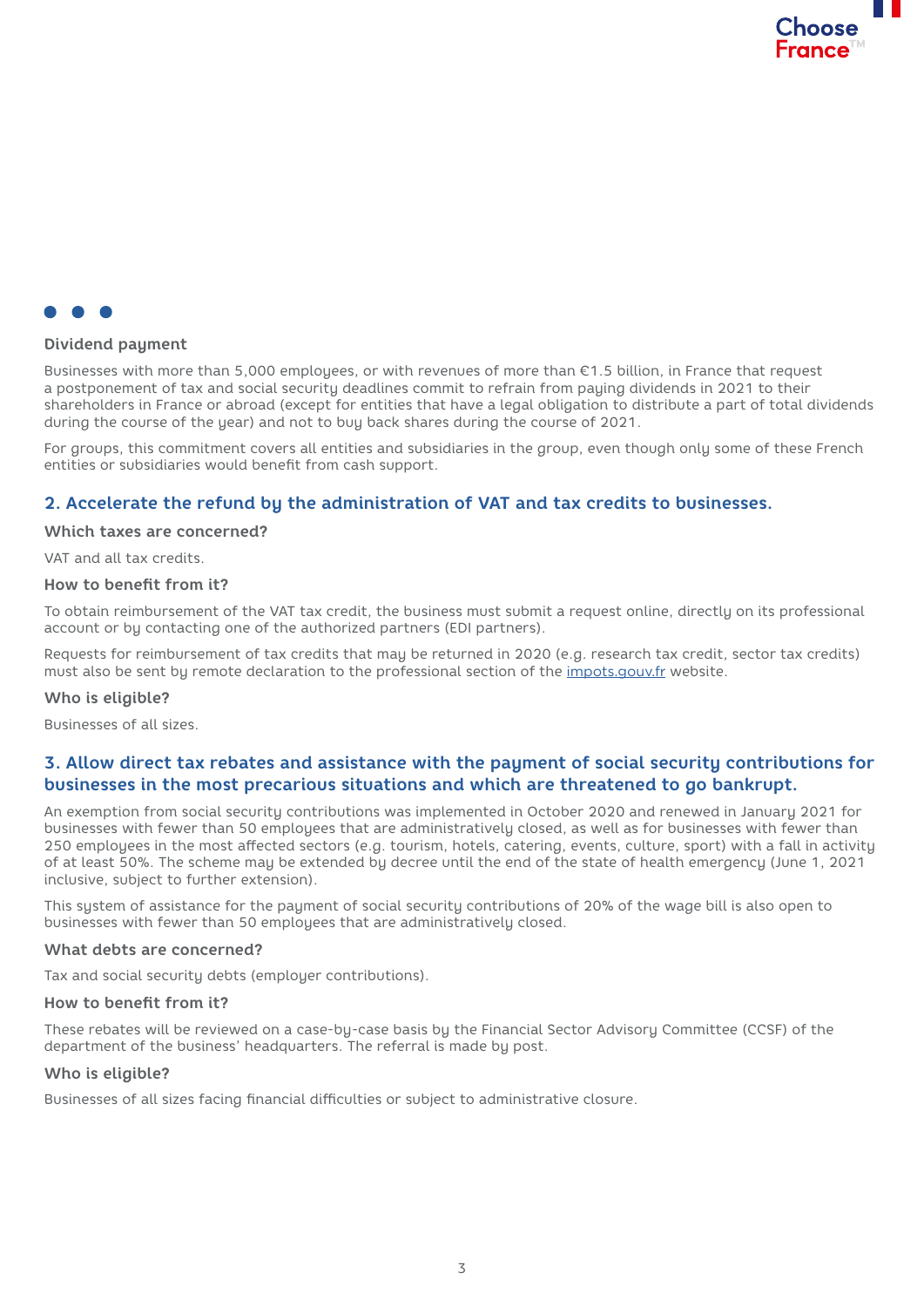### Dividend payment

Businesses with more than 5,000 employees, or with revenues of more than €1.5 billion, in France that request a postponement of tax and social security deadlines commit to refrain from paying dividends in 2021 to their shareholders in France or abroad (except for entities that have a legal obligation to distribute a part of total dividends during the course of the year) and not to buy back shares during the course of 2021.

For groups, this commitment covers all entities and subsidiaries in the group, even though only some of these French entities or subsidiaries would benefit from cash support.

## 2. Accelerate the refund by the administration of VAT and tax credits to businesses.

### Which taxes are concerned?

VAT and all tax credits.

### How to benefit from it?

To obtain reimbursement of the VAT tax credit, the business must submit a request online, directly on its professional account or by contacting one of the authorized partners (EDI partners).

Requests for reimbursement of tax credits that may be returned in 2020 (e.g. research tax credit, sector tax credits) must also be sent by remote declaration to the professional section of the impots.gouv.fr website.

### Who is eligible?

Businesses of all sizes.

## 3. Allow direct tax rebates and assistance with the payment of social security contributions for businesses in the most precarious situations and which are threatened to go bankrupt.

An exemption from social security contributions was implemented in October 2020 and renewed in January 2021 for businesses with fewer than 50 employees that are administratively closed, as well as for businesses with fewer than 250 employees in the most affected sectors (e.g. tourism, hotels, catering, events, culture, sport) with a fall in activity of at least 50%. The scheme may be extended by decree until the end of the state of health emergency (June 1, 2021 inclusive, subject to further extension).

This system of assistance for the payment of social security contributions of 20% of the wage bill is also open to businesses with fewer than 50 employees that are administratively closed.

### What debts are concerned?

Tax and social security debts (employer contributions).

### How to benefit from it?

These rebates will be reviewed on a case-by-case basis by the Financial Sector Advisory Committee (CCSF) of the department of the business' headquarters. The referral is made by post.

### Who is eligible?

Businesses of all sizes facing financial difficulties or subject to administrative closure.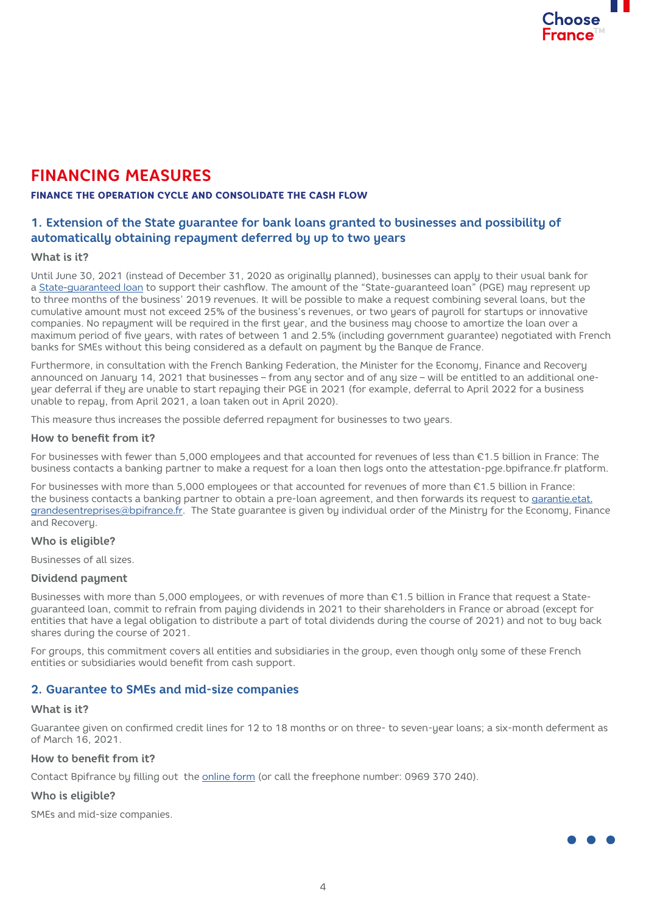# FINANCING MEASURES

**FINANCE THE OPERATION CYCLE AND CONSOLIDATE THE CASH FLOW**

## 1. Extension of the State guarantee for bank loans granted to businesses and possibility of automatically obtaining repayment deferred by up to two years

### What is it?

Until June 30, 2021 (instead of December 31, 2020 as originally planned), businesses can apply to their usual bank for a State-guaranteed loan to support their cashflow. The amount of the "State-guaranteed loan" (PGE) may represent up to three months of the business' 2019 revenues. It will be possible to make a request combining several loans, but the cumulative amount must not exceed 25% of the business's revenues, or two years of payroll for startups or innovative companies. No repayment will be required in the first year, and the business may choose to amortize the loan over a maximum period of five years, with rates of between 1 and 2.5% (including government guarantee) negotiated with French banks for SMEs without this being considered as a default on payment by the Banque de France.

Furthermore, in consultation with the French Banking Federation, the Minister for the Economy, Finance and Recovery announced on January 14, 2021 that businesses – from any sector and of any size – will be entitled to an additional one-year deferral if they are unable to start repaying their PGE in 2021 (for example, deferral to April 2022 for a business unable to repay, from April 2021, a loan taken out in April 2020).

This measure thus increases the possible deferred repayment for businesses to two years.

### How to benefit from it?

For businesses with fewer than 5,000 employees and that accounted for revenues of less than €1.5 billion in France: The business contacts a banking partner to make a request for a loan then logs onto the attestation-pge.bpifrance.fr platform.

For businesses with more than 5,000 employees or that accounted for revenues of more than €1.5 billion in France: the business contacts a banking partner to obtain a pre-loan agreement, and then forwards its request to garantie.etat.grandesentreprises@bpifrance.fr. The State guarantee is given by individual order of the Ministry for the Economy, Finance and Recovery.

### Who is eligible?

Businesses of all sizes.

### Dividend payment

Businesses with more than 5,000 employees, or with revenues of more than €1.5 billion in France that request a State-guaranteed loan, commit to refrain from paying dividends in 2021 to their shareholders in France or abroad (except for entities that have a legal obligation to distribute a part of total dividends during the course of 2021) and not to buy back shares during the course of 2021.

For groups, this commitment covers all entities and subsidiaries in the group, even though only some of these French entities or subsidiaries would benefit from cash support.

## 2. Guarantee to SMEs and mid-size companies

### What is it?

Guarantee given on confirmed credit lines for 12 to 18 months or on three- to seven-year loans; a six-month deferment as of March 16, 2021.

### How to benefit from it?

Contact Bpifrance by filling out the online form (or call the freephone number: 0969 370 240).

### Who is eligible?

SMEs and mid-size companies.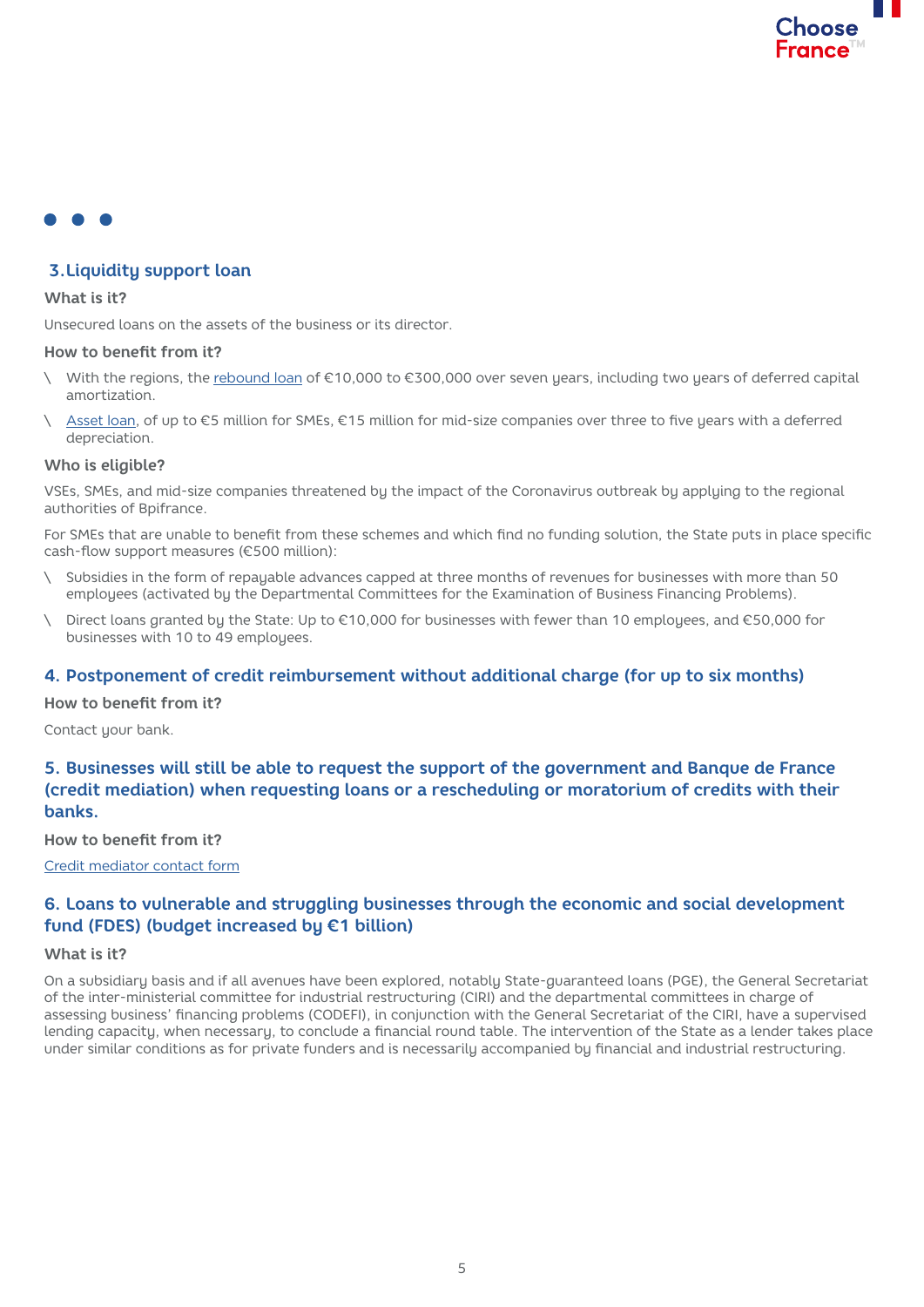## 3. Liquidity support loan

**What is it?**

Unsecured loans on the assets of the business or its director.

**How to benefit from it?**

- With the regions, the rebound loan of €10,000 to €300,000 over seven years, including two years of deferred capital amortization.
- Asset loan, of up to €5 million for SMEs, €15 million for mid-size companies over three to five years with a deferred depreciation.

**Who is eligible?**

VSEs, SMEs, and mid-size companies threatened by the impact of the Coronavirus outbreak by applying to the regional authorities of Bpifrance.

For SMEs that are unable to benefit from these schemes and which find no funding solution, the State puts in place specific cash-flow support measures (€500 million):

- Subsidies in the form of repayable advances capped at three months of revenues for businesses with more than 50 employees (activated by the Departmental Committees for the Examination of Business Financing Problems).
- Direct loans granted by the State: Up to €10,000 for businesses with fewer than 10 employees, and €50,000 for businesses with 10 to 49 employees.

## 4. Postponement of credit reimbursement without additional charge (for up to six months)

**How to benefit from it?**

Contact your bank.

## 5. Businesses will still be able to request the support of the government and Banque de France (credit mediation) when requesting loans or a rescheduling or moratorium of credits with their banks.

**How to benefit from it?**

Credit mediator contact form

## 6. Loans to vulnerable and struggling businesses through the economic and social development fund (FDES) (budget increased by €1 billion)

**What is it?**

On a subsidiary basis and if all avenues have been explored, notably State-guaranteed loans (PGE), the General Secretariat of the inter-ministerial committee for industrial restructuring (CIRI) and the departmental committees in charge of assessing business' financing problems (CODEFI), in conjunction with the General Secretariat of the CIRI, have a supervised lending capacity, when necessary, to conclude a financial round table. The intervention of the State as a lender takes place under similar conditions as for private funders and is necessarily accompanied by financial and industrial restructuring.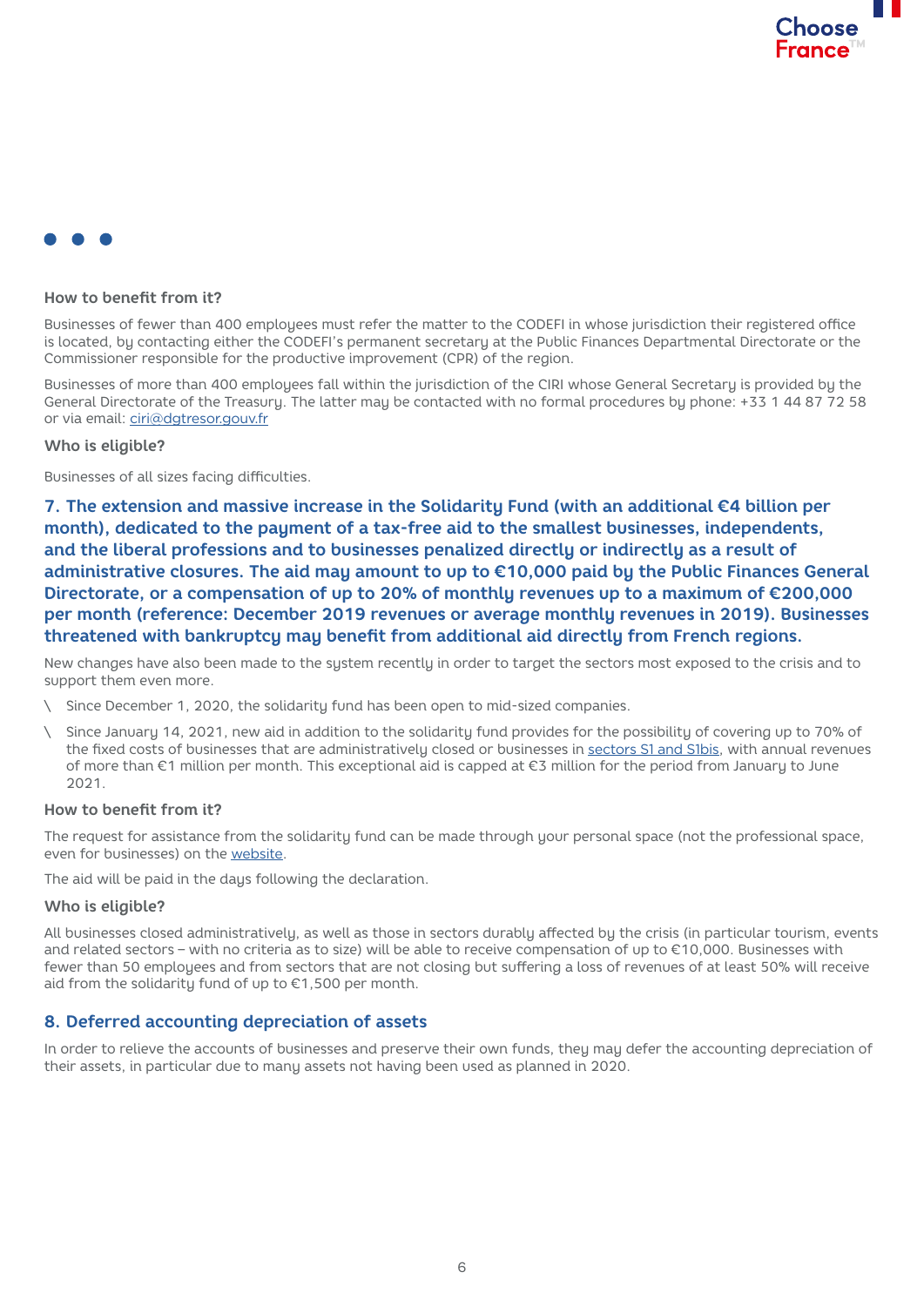**How to benefit from it?**

Businesses of fewer than 400 employees must refer the matter to the CODEFI in whose jurisdiction their registered office is located, by contacting either the CODEFI's permanent secretary at the Public Finances Departmental Directorate or the Commissioner responsible for the productive improvement (CPR) of the region.

Businesses of more than 400 employees fall within the jurisdiction of the CIRI whose General Secretary is provided by the General Directorate of the Treasury. The latter may be contacted with no formal procedures by phone: +33 1 44 87 72 58 or via email: ciri@dgtresor.gouv.fr

**Who is eligible?**

Businesses of all sizes facing difficulties.

## 7. The extension and massive increase in the Solidarity Fund (with an additional €4 billion per month), dedicated to the payment of a tax-free aid to the smallest businesses, independents, and the liberal professions and to businesses penalized directly or indirectly as a result of administrative closures. The aid may amount to up to €10,000 paid by the Public Finances General Directorate, or a compensation of up to 20% of monthly revenues up to a maximum of €200,000 per month (reference: December 2019 revenues or average monthly revenues in 2019). Businesses threatened with bankruptcy may benefit from additional aid directly from French regions.

New changes have also been made to the system recently in order to target the sectors most exposed to the crisis and to support them even more.

- Since December 1, 2020, the solidarity fund has been open to mid-sized companies.
- Since January 14, 2021, new aid in addition to the solidarity fund provides for the possibility of covering up to 70% of the fixed costs of businesses that are administratively closed or businesses in sectors S1 and S1bis, with annual revenues of more than €1 million per month. This exceptional aid is capped at €3 million for the period from January to June 2021.

**How to benefit from it?**

The request for assistance from the solidarity fund can be made through your personal space (not the professional space, even for businesses) on the website.

The aid will be paid in the days following the declaration.

**Who is eligible?**

All businesses closed administratively, as well as those in sectors durably affected by the crisis (in particular tourism, events and related sectors – with no criteria as to size) will be able to receive compensation of up to €10,000. Businesses with fewer than 50 employees and from sectors that are not closing but suffering a loss of revenues of at least 50% will receive aid from the solidarity fund of up to €1,500 per month.

## 8. Deferred accounting depreciation of assets

In order to relieve the accounts of businesses and preserve their own funds, they may defer the accounting depreciation of their assets, in particular due to many assets not having been used as planned in 2020.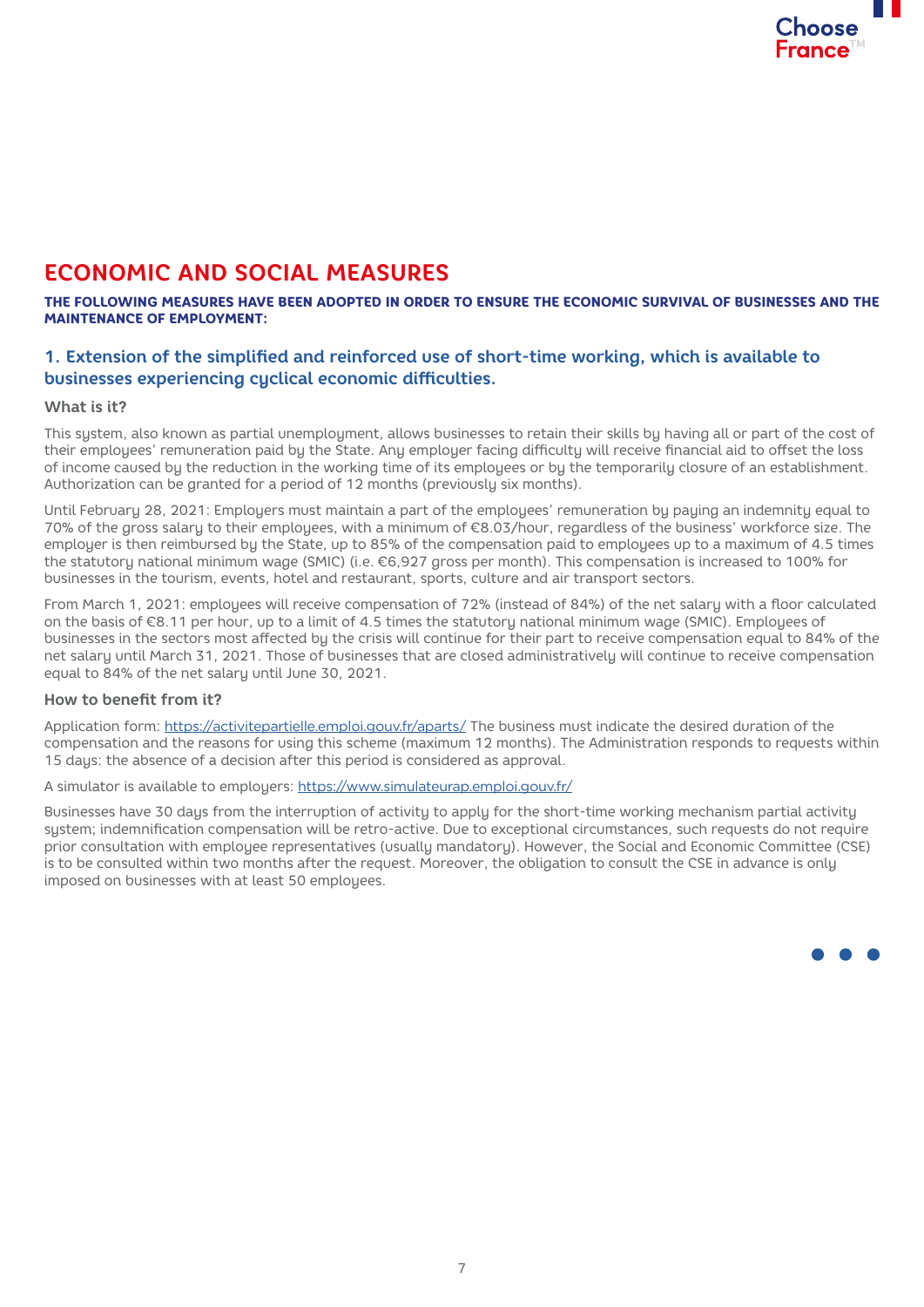# ECONOMIC AND SOCIAL MEASURES

**THE FOLLOWING MEASURES HAVE BEEN ADOPTED IN ORDER TO ENSURE THE ECONOMIC SURVIVAL OF BUSINESSES AND THE MAINTENANCE OF EMPLOYMENT:**

## 1. Extension of the simplified and reinforced use of short-time working, which is available to businesses experiencing cyclical economic difficulties.

### What is it?

This system, also known as partial unemployment, allows businesses to retain their skills by having all or part of the cost of their employees' remuneration paid by the State. Any employer facing difficulty will receive financial aid to offset the loss of income caused by the reduction in the working time of its employees or by the temporarily closure of an establishment. Authorization can be granted for a period of 12 months (previously six months).

Until February 28, 2021: Employers must maintain a part of the employees' remuneration by paying an indemnity equal to 70% of the gross salary to their employees, with a minimum of €8.03/hour, regardless of the business' workforce size. The employer is then reimbursed by the State, up to 85% of the compensation paid to employees up to a maximum of 4.5 times the statutory national minimum wage (SMIC) (i.e. €6,927 gross per month). This compensation is increased to 100% for businesses in the tourism, events, hotel and restaurant, sports, culture and air transport sectors.

From March 1, 2021: employees will receive compensation of 72% (instead of 84%) of the net salary with a floor calculated on the basis of €8.11 per hour, up to a limit of 4.5 times the statutory national minimum wage (SMIC). Employees of businesses in the sectors most affected by the crisis will continue for their part to receive compensation equal to 84% of the net salary until March 31, 2021. Those of businesses that are closed administratively will continue to receive compensation equal to 84% of the net salary until June 30, 2021.

### How to benefit from it?

Application form: https://activitepartielle.emploi.gouv.fr/aparts/ The business must indicate the desired duration of the compensation and the reasons for using this scheme (maximum 12 months). The Administration responds to requests within 15 days: the absence of a decision after this period is considered as approval.

A simulator is available to employers: https://www.simulateurap.emploi.gouv.fr/

Businesses have 30 days from the interruption of activity to apply for the short-time working mechanism partial activity system; indemnification compensation will be retro-active. Due to exceptional circumstances, such requests do not require prior consultation with employee representatives (usually mandatory). However, the Social and Economic Committee (CSE) is to be consulted within two months after the request. Moreover, the obligation to consult the CSE in advance is only imposed on businesses with at least 50 employees.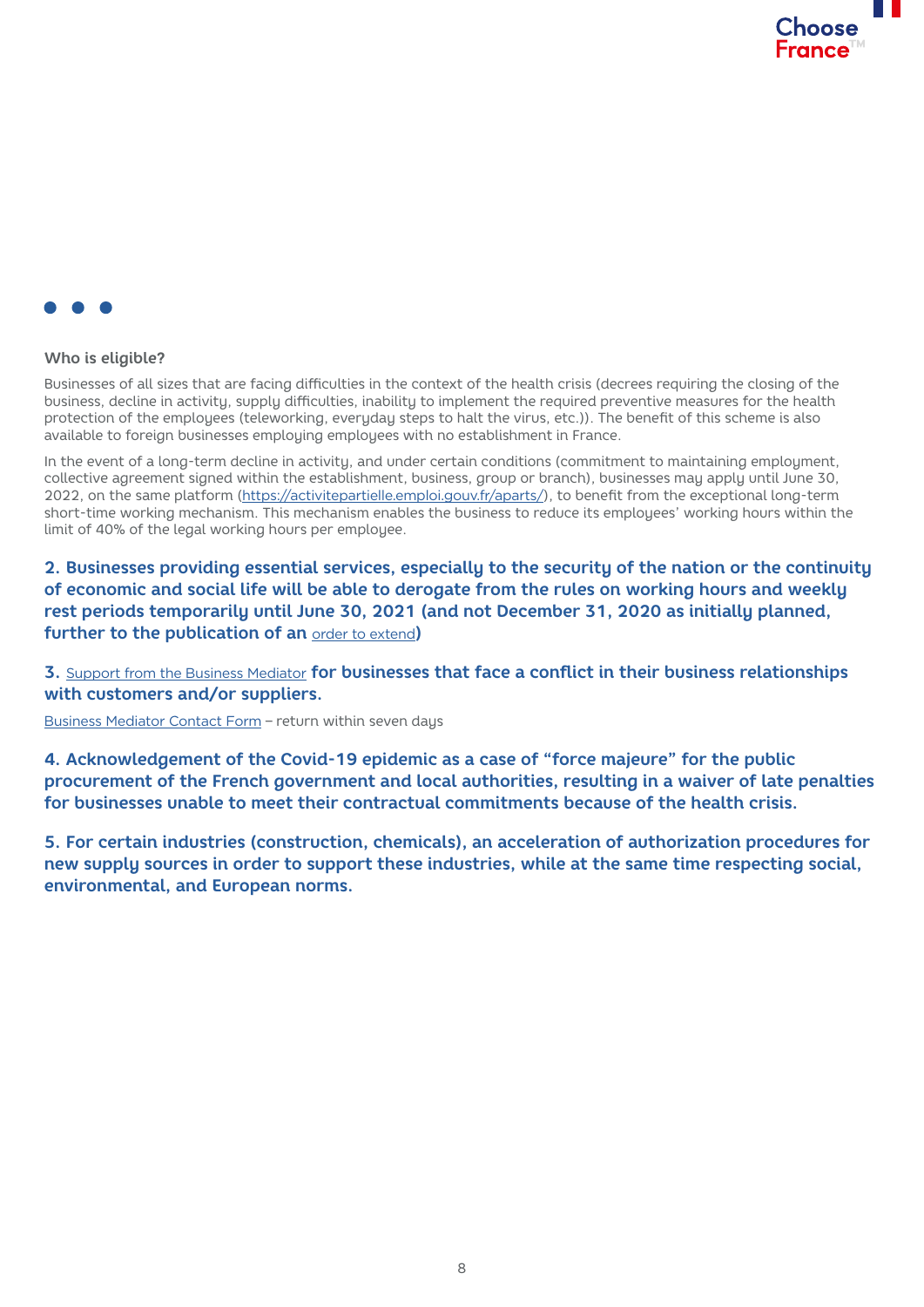**Who is eligible?**

Businesses of all sizes that are facing difficulties in the context of the health crisis (decrees requiring the closing of the business, decline in activity, supply difficulties, inability to implement the required preventive measures for the health protection of the employees (teleworking, everyday steps to halt the virus, etc.)). The benefit of this scheme is also available to foreign businesses employing employees with no establishment in France.

In the event of a long-term decline in activity, and under certain conditions (commitment to maintaining employment, collective agreement signed within the establishment, business, group or branch), businesses may apply until June 30, 2022, on the same platform (https://activitepartielle.emploi.gouv.fr/aparts/), to benefit from the exceptional long-term short-time working mechanism. This mechanism enables the business to reduce its employees' working hours within the limit of 40% of the legal working hours per employee.

**2. Businesses providing essential services, especially to the security of the nation or the continuity of economic and social life will be able to derogate from the rules on working hours and weekly rest periods temporarily until June 30, 2021 (and not December 31, 2020 as initially planned, further to the publication of an** order to extend**)**

**3.** Support from the Business Mediator **for businesses that face a conflict in their business relationships with customers and/or suppliers.**

Business Mediator Contact Form – return within seven days

**4. Acknowledgement of the Covid-19 epidemic as a case of "force majeure" for the public procurement of the French government and local authorities, resulting in a waiver of late penalties for businesses unable to meet their contractual commitments because of the health crisis.**

**5. For certain industries (construction, chemicals), an acceleration of authorization procedures for new supply sources in order to support these industries, while at the same time respecting social, environmental, and European norms.**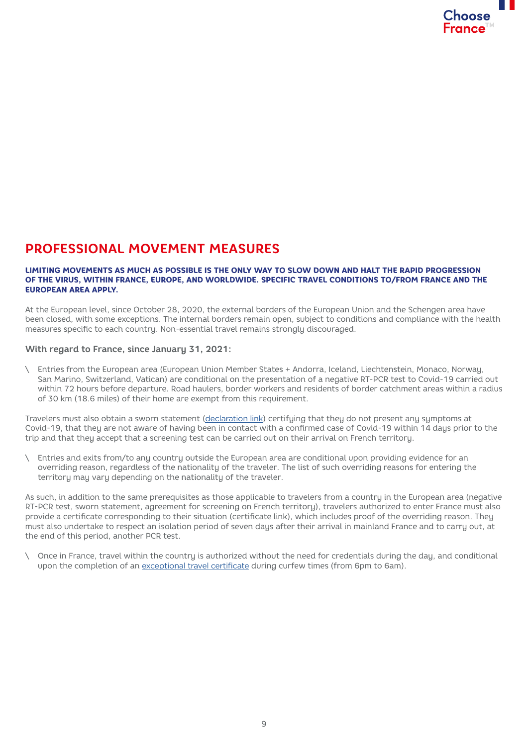# PROFESSIONAL MOVEMENT MEASURES

**LIMITING MOVEMENTS AS MUCH AS POSSIBLE IS THE ONLY WAY TO SLOW DOWN AND HALT THE RAPID PROGRESSION OF THE VIRUS, WITHIN FRANCE, EUROPE, AND WORLDWIDE. SPECIFIC TRAVEL CONDITIONS TO/FROM FRANCE AND THE EUROPEAN AREA APPLY.**

At the European level, since October 28, 2020, the external borders of the European Union and the Schengen area have been closed, with some exceptions. The internal borders remain open, subject to conditions and compliance with the health measures specific to each country. Non-essential travel remains strongly discouraged.

### With regard to France, since January 31, 2021:

- Entries from the European area (European Union Member States + Andorra, Iceland, Liechtenstein, Monaco, Norway, San Marino, Switzerland, Vatican) are conditional on the presentation of a negative RT-PCR test to Covid-19 carried out within 72 hours before departure. Road haulers, border workers and residents of border catchment areas within a radius of 30 km (18.6 miles) of their home are exempt from this requirement.

Travelers must also obtain a sworn statement (declaration link) certifying that they do not present any symptoms at Covid-19, that they are not aware of having been in contact with a confirmed case of Covid-19 within 14 days prior to the trip and that they accept that a screening test can be carried out on their arrival on French territory.

- Entries and exits from/to any country outside the European area are conditional upon providing evidence for an overriding reason, regardless of the nationality of the traveler. The list of such overriding reasons for entering the territory may vary depending on the nationality of the traveler.

As such, in addition to the same prerequisites as those applicable to travelers from a country in the European area (negative RT-PCR test, sworn statement, agreement for screening on French territory), travelers authorized to enter France must also provide a certificate corresponding to their situation (certificate link), which includes proof of the overriding reason. They must also undertake to respect an isolation period of seven days after their arrival in mainland France and to carry out, at the end of this period, another PCR test.

- Once in France, travel within the country is authorized without the need for credentials during the day, and conditional upon the completion of an exceptional travel certificate during curfew times (from 6pm to 6am).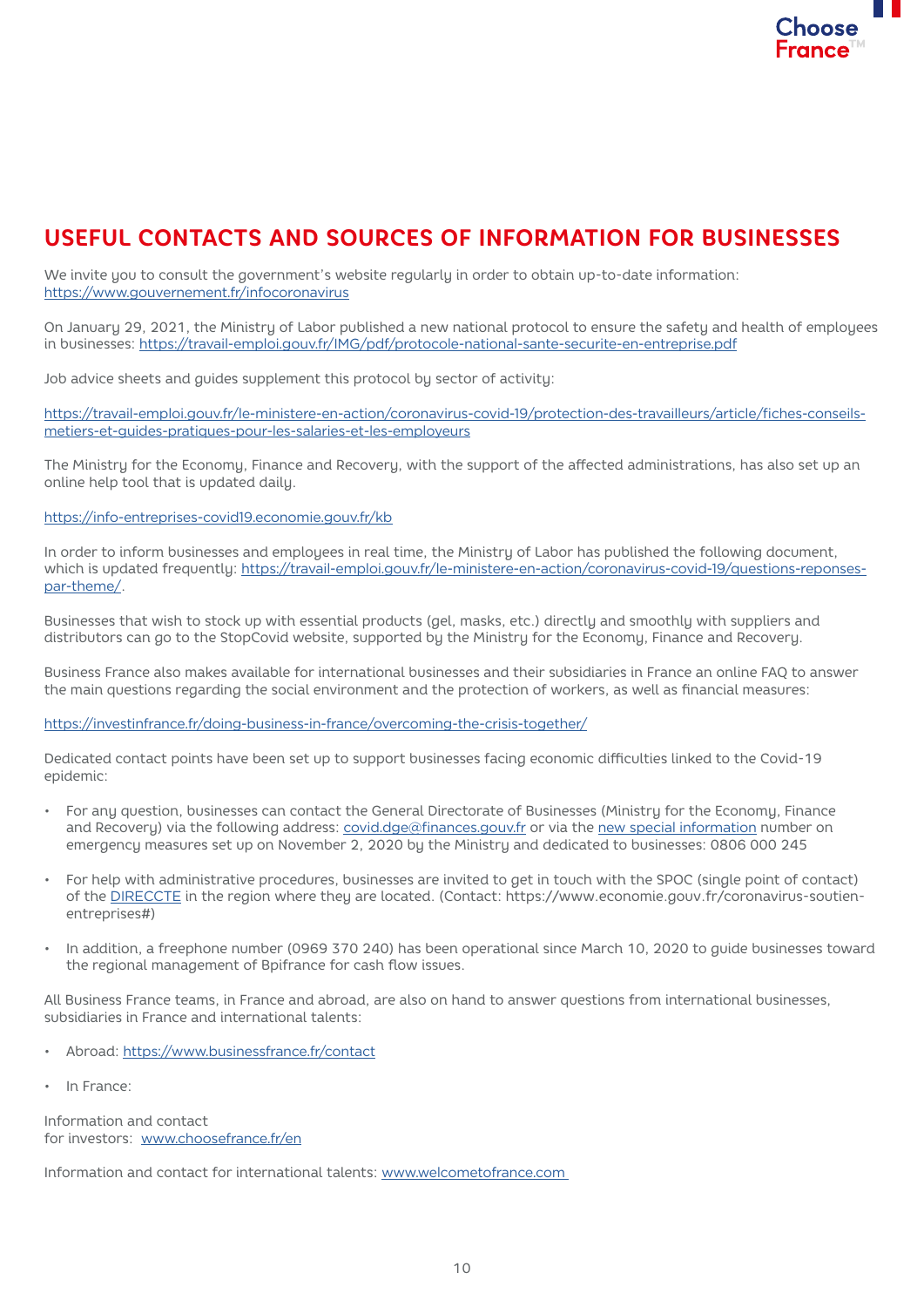## USEFUL CONTACTS AND SOURCES OF INFORMATION FOR BUSINESSES

We invite you to consult the government's website regularly in order to obtain up-to-date information: https://www.gouvernement.fr/infocoronavirus

On January 29, 2021, the Ministry of Labor published a new national protocol to ensure the safety and health of employees in businesses: https://travail-emploi.gouv.fr/IMG/pdf/protocole-national-sante-securite-en-entreprise.pdf

Job advice sheets and guides supplement this protocol by sector of activity:

https://travail-emploi.gouv.fr/le-ministere-en-action/coronavirus-covid-19/protection-des-travailleurs/article/fiches-conseils-metiers-et-guides-pratiques-pour-les-salaries-et-les-employeurs

The Ministry for the Economy, Finance and Recovery, with the support of the affected administrations, has also set up an online help tool that is updated daily.

https://info-entreprises-covid19.economie.gouv.fr/kb

In order to inform businesses and employees in real time, the Ministry of Labor has published the following document, which is updated frequently: https://travail-emploi.gouv.fr/le-ministere-en-action/coronavirus-covid-19/questions-reponses-par-theme/.

Businesses that wish to stock up with essential products (gel, masks, etc.) directly and smoothly with suppliers and distributors can go to the StopCovid website, supported by the Ministry for the Economy, Finance and Recovery.

Business France also makes available for international businesses and their subsidiaries in France an online FAQ to answer the main questions regarding the social environment and the protection of workers, as well as financial measures:

https://investinfrance.fr/doing-business-in-france/overcoming-the-crisis-together/

Dedicated contact points have been set up to support businesses facing economic difficulties linked to the Covid-19 epidemic:

- For any question, businesses can contact the General Directorate of Businesses (Ministry for the Economy, Finance and Recovery) via the following address: covid.dge@finances.gouv.fr or via the new special information number on emergency measures set up on November 2, 2020 by the Ministry and dedicated to businesses: 0806 000 245
- For help with administrative procedures, businesses are invited to get in touch with the SPOC (single point of contact) of the DIRECCTE in the region where they are located. (Contact: https://www.economie.gouv.fr/coronavirus-soutien-entreprises#)
- In addition, a freephone number (0969 370 240) has been operational since March 10, 2020 to guide businesses toward the regional management of Bpifrance for cash flow issues.

All Business France teams, in France and abroad, are also on hand to answer questions from international businesses, subsidiaries in France and international talents:

- Abroad: https://www.businessfrance.fr/contact
- In France:

Information and contact
for investors: www.choosefrance.fr/en

Information and contact for international talents: www.welcometofrance.com